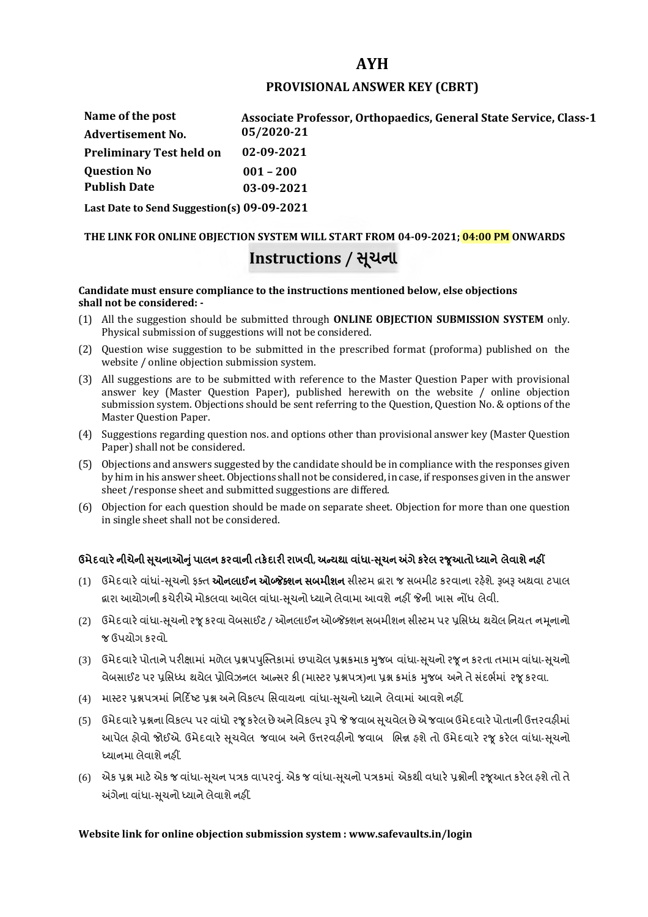# AYH

## PROVISIONAL ANSWER KEY (CBRT)

| | |
|---|---|
| **Name of the post** | **Associate Professor, Orthopaedics, General State Service, Class-1** |
| **Advertisement No.** | **05/2020-21** |
| **Preliminary Test held on** | **02-09-2021** |
| **Question No** | **001 – 200** |
| **Publish Date** | **03-09-2021** |
| **Last Date to Send Suggestion(s)** | **09-09-2021** |

**THE LINK FOR ONLINE OBJECTION SYSTEM WILL START FROM 04-09-2021; 04:00 PM ONWARDS**

## Instructions / સૂચના

**Candidate must ensure compliance to the instructions mentioned below, else objections shall not be considered: -**

(1) All the suggestion should be submitted through **ONLINE OBJECTION SUBMISSION SYSTEM** only. Physical submission of suggestions will not be considered.

(2) Question wise suggestion to be submitted in the prescribed format (proforma) published on the website / online objection submission system.

(3) All suggestions are to be submitted with reference to the Master Question Paper with provisional answer key (Master Question Paper), published herewith on the website / online objection submission system. Objections should be sent referring to the Question, Question No. & options of the Master Question Paper.

(4) Suggestions regarding question nos. and options other than provisional answer key (Master Question Paper) shall not be considered.

(5) Objections and answers suggested by the candidate should be in compliance with the responses given by him in his answer sheet. Objections shall not be considered, in case, if responses given in the answer sheet /response sheet and submitted suggestions are differed.

(6) Objection for each question should be made on separate sheet. Objection for more than one question in single sheet shall not be considered.

**ઉમેદવારે નીચેની સૂચનાઓનું પાલન કરવાની તકેદારી રાખવી, અન્યથા વાંધા-સૂચન અંગે કરેલ રજૂઆતો ધ્યાને લેવાશે નહીં**

(1) ઉમેદવારે વાંધાં-સૂચનો ફક્ત **ઓનલાઈન ઓબ્જેક્શન સબમીશન** સીસ્ટમ દ્વારા જ સબમીટ કરવાના રહેશે. રૂબરૂ અથવા ટપાલ દ્વારા આયોગની કચેરીએ મોકલવા આવેલ વાંધા-સૂચનો ધ્યાને લેવામા આવશે નહીં જેની ખાસ નોંધ લેવી.

(2) ઉમેદવારે વાંધા-સૂચનો રજૂ કરવા વેબસાઈટ / ઓનલાઈન ઓબ્જેક્શન સબમીશન સીસ્ટમ પર પ્રસિધ્ધ થયેલ નિયત નમૂનાનો જ ઉપયોગ કરવો.

(3) ઉમેદવારે પોતાને પરીક્ષામાં મળેલ પ્રશ્નપુસ્તિકામાં છપાયેલ પ્રશ્નક્રમાક મુજબ વાંધા-સૂચનો રજૂ ન કરતા તમામ વાંધા-સૂચનો વેબસાઈટ પર પ્રસિધ્ધ થયેલ પ્રોવિઝનલ આન્સર કી (માસ્ટર પ્રશ્નપત્ર)ના પ્રશ્ન ક્રમાંક મુજબ અને તે સંદર્ભમાં રજૂ કરવા.

(4) માસ્ટર પ્રશ્નપત્રમાં નિર્દિષ્ટ પ્રશ્ન અને વિકલ્પ સિવાયના વાંધા-સૂચનો ધ્યાને લેવામાં આવશે નહીં.

(5) ઉમેદવારે પ્રશ્નના વિકલ્પ પર વાંધો રજૂ કરેલ છે અને વિકલ્પ રૂપે જે જવાબ સૂચવેલ છે એ જવાબ ઉમેદવારે પોતાની ઉત્તરવહીમાં આપેલ હોવો જોઈએ. ઉમેદવારે સૂચવેલ જવાબ અને ઉત્તરવહીનો જવાબ ભિન્ન હશે તો ઉમેદવારે રજૂ કરેલ વાંધા-સૂચનો ધ્યાનમા લેવાશે નહીં.

(6) એક પ્રશ્ન માટે એક જ વાંધા-સૂચન પત્રક વાપરવું. એક જ વાંધા-સૂચનો પત્રકમાં એકથી વધારે પ્રશ્નોની રજૂઆત કરેલ હશે તો તે અંગેના વાંધા-સૂચનો ધ્યાને લેવાશે નહીં.

**Website link for online objection submission system : www.safevaults.in/login**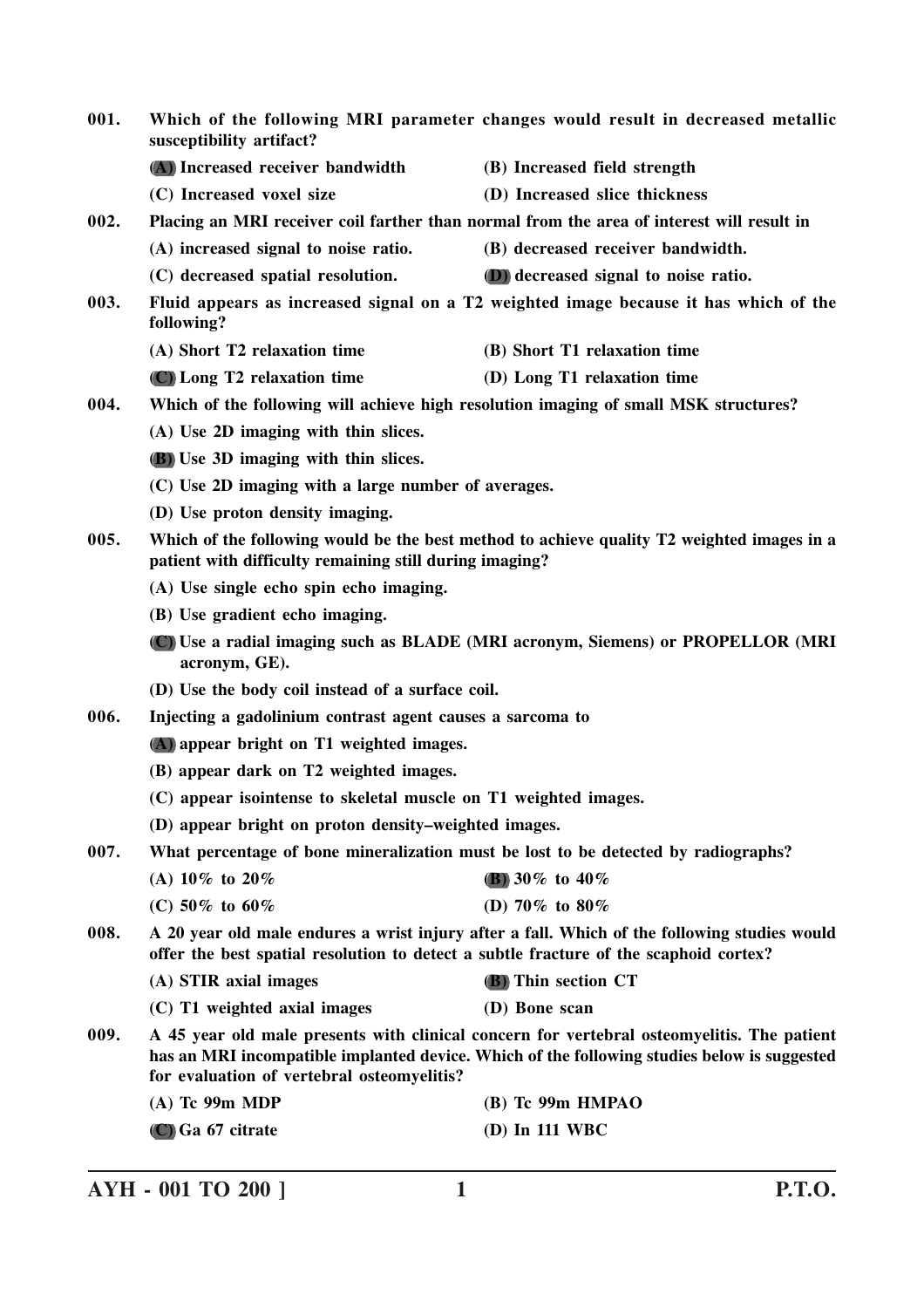**001. Which of the following MRI parameter changes would result in decreased metallic susceptibility artifact?**

**(A) Increased receiver bandwidth** **(B) Increased field strength**

**(C) Increased voxel size** **(D) Increased slice thickness**

**002. Placing an MRI receiver coil farther than normal from the area of interest will result in**

**(A) increased signal to noise ratio.** **(B) decreased receiver bandwidth.**

**(C) decreased spatial resolution.** **(D) decreased signal to noise ratio.**

**003. Fluid appears as increased signal on a T2 weighted image because it has which of the following?**

**(A) Short T2 relaxation time** **(B) Short T1 relaxation time**

**(C) Long T2 relaxation time** **(D) Long T1 relaxation time**

**004. Which of the following will achieve high resolution imaging of small MSK structures?**

**(A) Use 2D imaging with thin slices.**

**(B) Use 3D imaging with thin slices.**

**(C) Use 2D imaging with a large number of averages.**

**(D) Use proton density imaging.**

**005. Which of the following would be the best method to achieve quality T2 weighted images in a patient with difficulty remaining still during imaging?**

**(A) Use single echo spin echo imaging.**

**(B) Use gradient echo imaging.**

**(C) Use a radial imaging such as BLADE (MRI acronym, Siemens) or PROPELLOR (MRI acronym, GE).**

**(D) Use the body coil instead of a surface coil.**

**006. Injecting a gadolinium contrast agent causes a sarcoma to**

**(A) appear bright on T1 weighted images.**

**(B) appear dark on T2 weighted images.**

**(C) appear isointense to skeletal muscle on T1 weighted images.**

**(D) appear bright on proton density–weighted images.**

**007. What percentage of bone mineralization must be lost to be detected by radiographs?**

**(A) 10% to 20%** **(B) 30% to 40%**

**(C) 50% to 60%** **(D) 70% to 80%**

**008. A 20 year old male endures a wrist injury after a fall. Which of the following studies would offer the best spatial resolution to detect a subtle fracture of the scaphoid cortex?**

**(A) STIR axial images** **(B) Thin section CT**

**(C) T1 weighted axial images** **(D) Bone scan**

**009. A 45 year old male presents with clinical concern for vertebral osteomyelitis. The patient has an MRI incompatible implanted device. Which of the following studies below is suggested for evaluation of vertebral osteomyelitis?**

**(A) Tc 99m MDP** **(B) Tc 99m HMPAO**

**(C) Ga 67 citrate** **(D) In 111 WBC**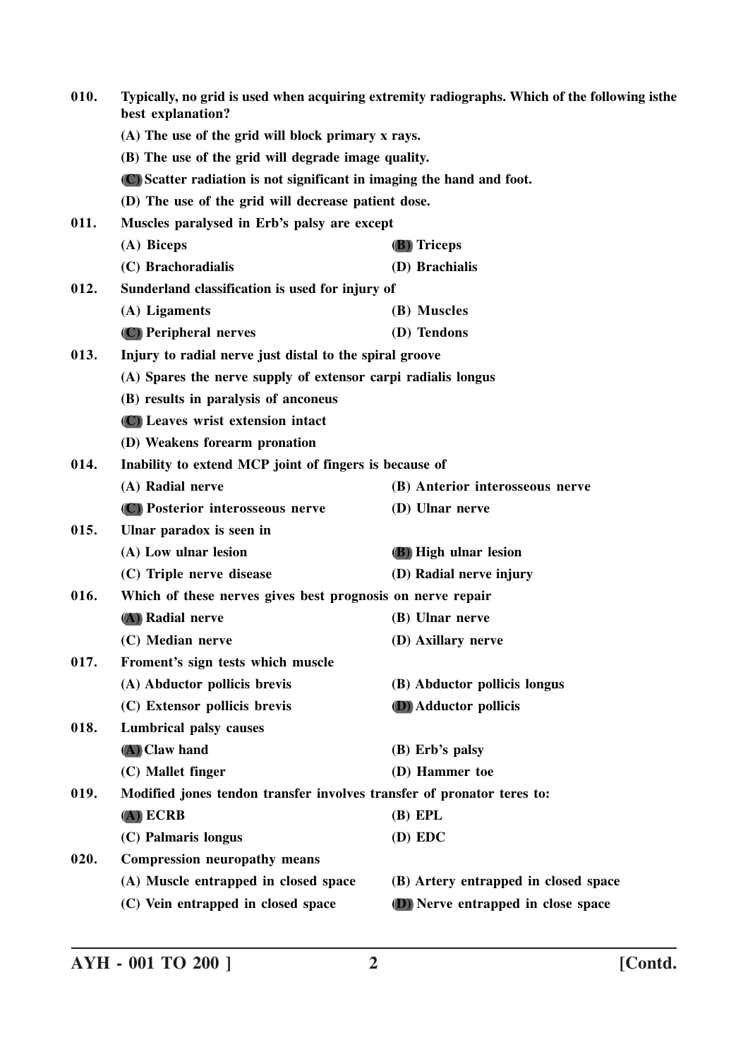010. Typically, no grid is used when acquiring extremity radiographs. Which of the following isthe best explanation?

(A) The use of the grid will block primary x rays.

(B) The use of the grid will degrade image quality.

(C) Scatter radiation is not significant in imaging the hand and foot.

(D) The use of the grid will decrease patient dose.

011. Muscles paralysed in Erb's palsy are except

(A) Biceps (B) Triceps

(C) Brachoradialis (D) Brachialis

012. Sunderland classification is used for injury of

(A) Ligaments (B) Muscles

(C) Peripheral nerves (D) Tendons

013. Injury to radial nerve just distal to the spiral groove

(A) Spares the nerve supply of extensor carpi radialis longus

(B) results in paralysis of anconeus

(C) Leaves wrist extension intact

(D) Weakens forearm pronation

014. Inability to extend MCP joint of fingers is because of

(A) Radial nerve (B) Anterior interosseous nerve

(C) Posterior interosseous nerve (D) Ulnar nerve

015. Ulnar paradox is seen in

(A) Low ulnar lesion (B) High ulnar lesion

(C) Triple nerve disease (D) Radial nerve injury

016. Which of these nerves gives best prognosis on nerve repair

(A) Radial nerve (B) Ulnar nerve

(C) Median nerve (D) Axillary nerve

017. Froment's sign tests which muscle

(A) Abductor pollicis brevis (B) Abductor pollicis longus

(C) Extensor pollicis brevis (D) Adductor pollicis

018. Lumbrical palsy causes

(A) Claw hand (B) Erb's palsy

(C) Mallet finger (D) Hammer toe

019. Modified jones tendon transfer involves transfer of pronator teres to:

(A) ECRB (B) EPL

(C) Palmaris longus (D) EDC

020. Compression neuropathy means

(A) Muscle entrapped in closed space (B) Artery entrapped in closed space

(C) Vein entrapped in closed space (D) Nerve entrapped in close space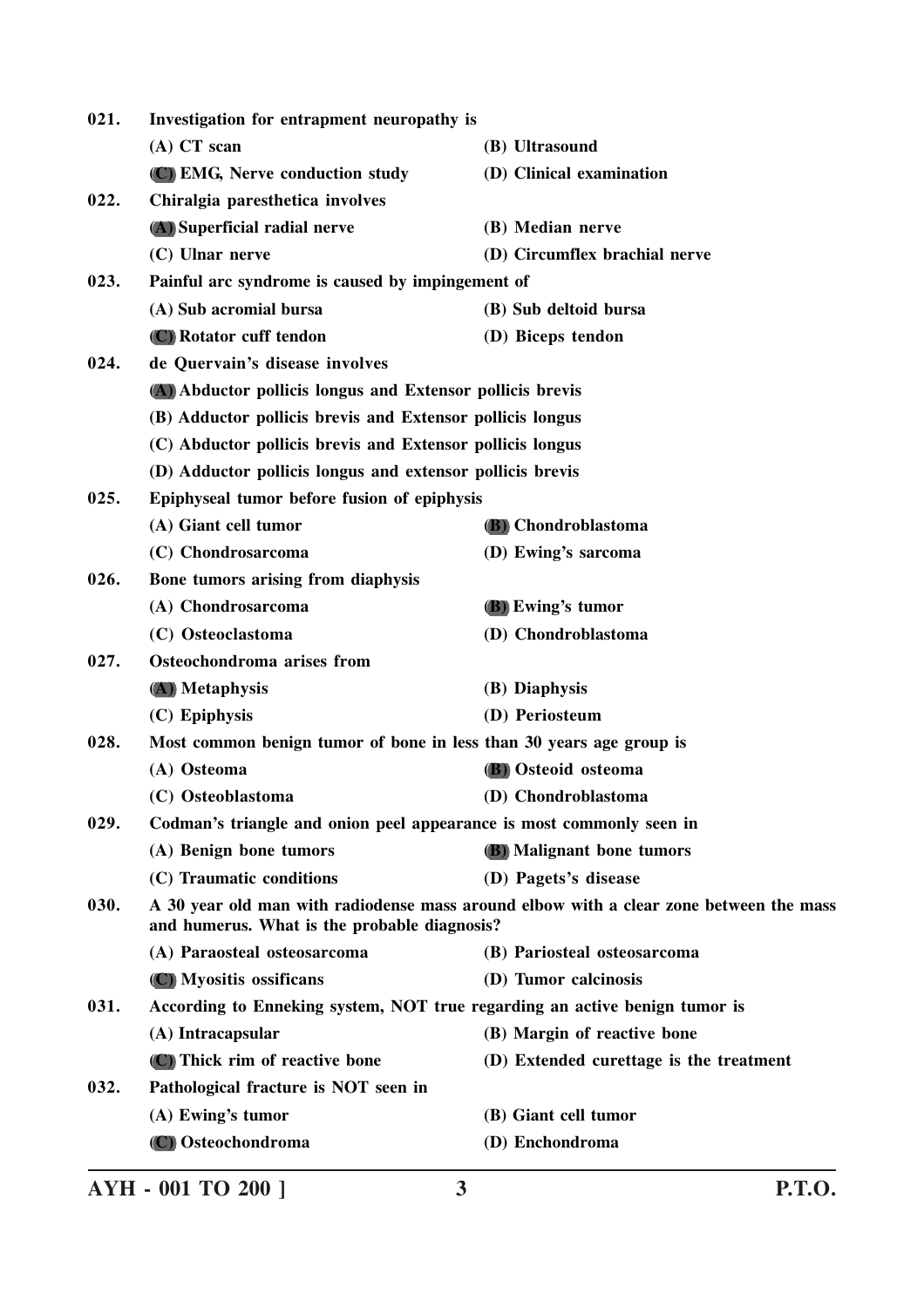021. **Investigation for entrapment neuropathy is**

(A) CT scan (B) Ultrasound

**(C) EMG, Nerve conduction study** (D) Clinical examination

022. **Chiralgia paresthetica involves**

**(A) Superficial radial nerve** (B) Median nerve

(C) Ulnar nerve (D) Circumflex brachial nerve

023. **Painful arc syndrome is caused by impingement of**

(A) Sub acromial bursa (B) Sub deltoid bursa

**(C) Rotator cuff tendon** (D) Biceps tendon

024. **de Quervain's disease involves**

**(A) Abductor pollicis longus and Extensor pollicis brevis**

(B) Adductor pollicis brevis and Extensor pollicis longus

(C) Abductor pollicis brevis and Extensor pollicis longus

(D) Adductor pollicis longus and extensor pollicis brevis

025. **Epiphyseal tumor before fusion of epiphysis**

(A) Giant cell tumor **(B) Chondroblastoma**

(C) Chondrosarcoma (D) Ewing's sarcoma

026. **Bone tumors arising from diaphysis**

(A) Chondrosarcoma **(B) Ewing's tumor**

(C) Osteoclastoma (D) Chondroblastoma

027. **Osteochondroma arises from**

**(A) Metaphysis** (B) Diaphysis

(C) Epiphysis (D) Periosteum

028. **Most common benign tumor of bone in less than 30 years age group is**

(A) Osteoma **(B) Osteoid osteoma**

(C) Osteoblastoma (D) Chondroblastoma

029. **Codman's triangle and onion peel appearance is most commonly seen in**

(A) Benign bone tumors **(B) Malignant bone tumors**

(C) Traumatic conditions (D) Pagets's disease

030. **A 30 year old man with radiodense mass around elbow with a clear zone between the mass and humerus. What is the probable diagnosis?**

(A) Paraosteal osteosarcoma (B) Pariosteal osteosarcoma

**(C) Myositis ossificans** (D) Tumor calcinosis

031. **According to Enneking system, NOT true regarding an active benign tumor is**

(A) Intracapsular (B) Margin of reactive bone

**(C) Thick rim of reactive bone** (D) Extended curettage is the treatment

032. **Pathological fracture is NOT seen in**

(A) Ewing's tumor (B) Giant cell tumor

**(C) Osteochondroma** (D) Enchondroma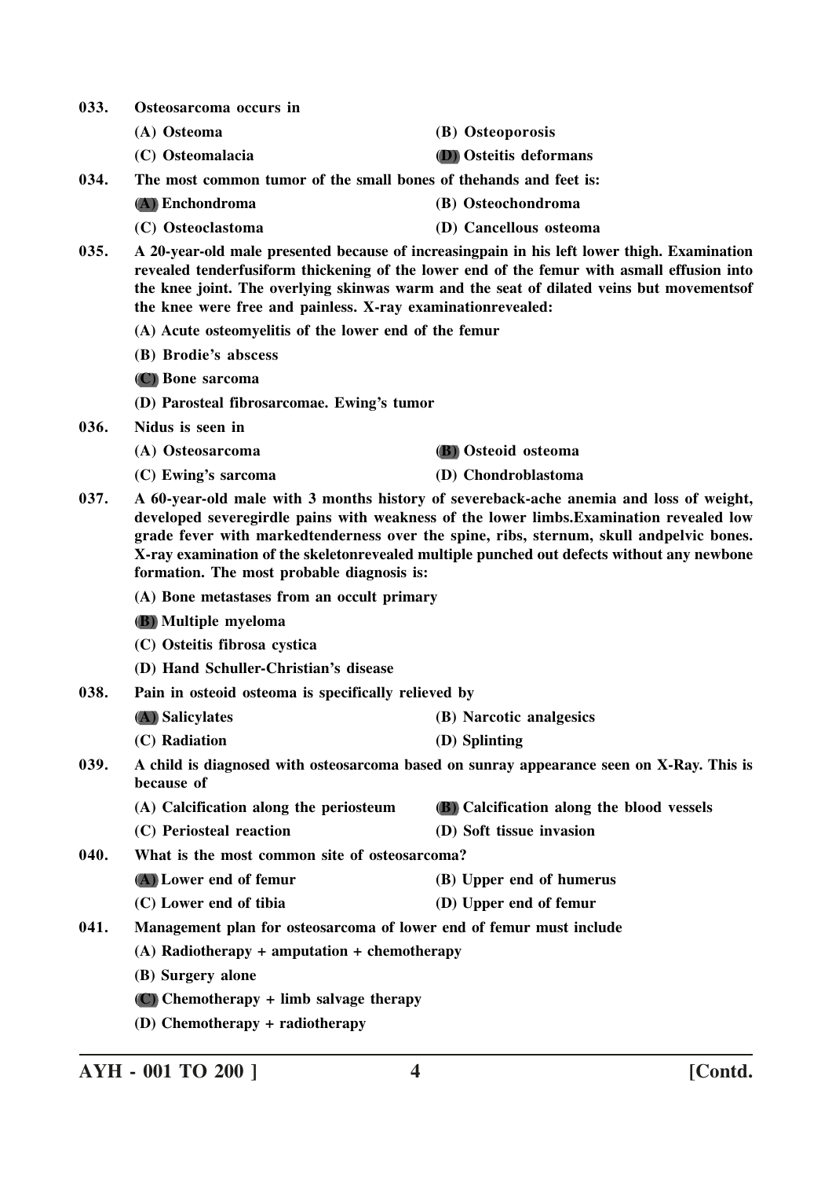**033. Osteosarcoma occurs in**

(A) Osteoma

(B) Osteoporosis

(C) Osteomalacia

(D) Osteitis deformans

**034. The most common tumor of the small bones of thehands and feet is:**

(A) Enchondroma

(B) Osteochondroma

(C) Osteoclastoma

(D) Cancellous osteoma

**035. A 20-year-old male presented because of increasingpain in his left lower thigh. Examination revealed tenderfusiform thickening of the lower end of the femur with asmall effusion into the knee joint. The overlying skinwas warm and the seat of dilated veins but movementsof the knee were free and painless. X-ray examinationrevealed:**

(A) Acute osteomyelitis of the lower end of the femur

(B) Brodie's abscess

(C) Bone sarcoma

(D) Parosteal fibrosarcomae. Ewing's tumor

**036. Nidus is seen in**

(A) Osteosarcoma

(B) Osteoid osteoma

(C) Ewing's sarcoma

(D) Chondroblastoma

**037. A 60-year-old male with 3 months history of severeback-ache anemia and loss of weight, developed severegirdle pains with weakness of the lower limbs.Examination revealed low grade fever with markedtenderness over the spine, ribs, sternum, skull andpelvic bones. X-ray examination of the skeletonrevealed multiple punched out defects without any newbone formation. The most probable diagnosis is:**

(A) Bone metastases from an occult primary

(B) Multiple myeloma

(C) Osteitis fibrosa cystica

(D) Hand Schuller-Christian's disease

**038. Pain in osteoid osteoma is specifically relieved by**

(A) Salicylates

(B) Narcotic analgesics

(C) Radiation

(D) Splinting

**039. A child is diagnosed with osteosarcoma based on sunray appearance seen on X-Ray. This is because of**

(A) Calcification along the periosteum

(B) Calcification along the blood vessels

(C) Periosteal reaction

(D) Soft tissue invasion

**040. What is the most common site of osteosarcoma?**

(A) Lower end of femur

(B) Upper end of humerus

(C) Lower end of tibia

(D) Upper end of femur

**041. Management plan for osteosarcoma of lower end of femur must include**

(A) Radiotherapy + amputation + chemotherapy

(B) Surgery alone

(C) Chemotherapy + limb salvage therapy

(D) Chemotherapy + radiotherapy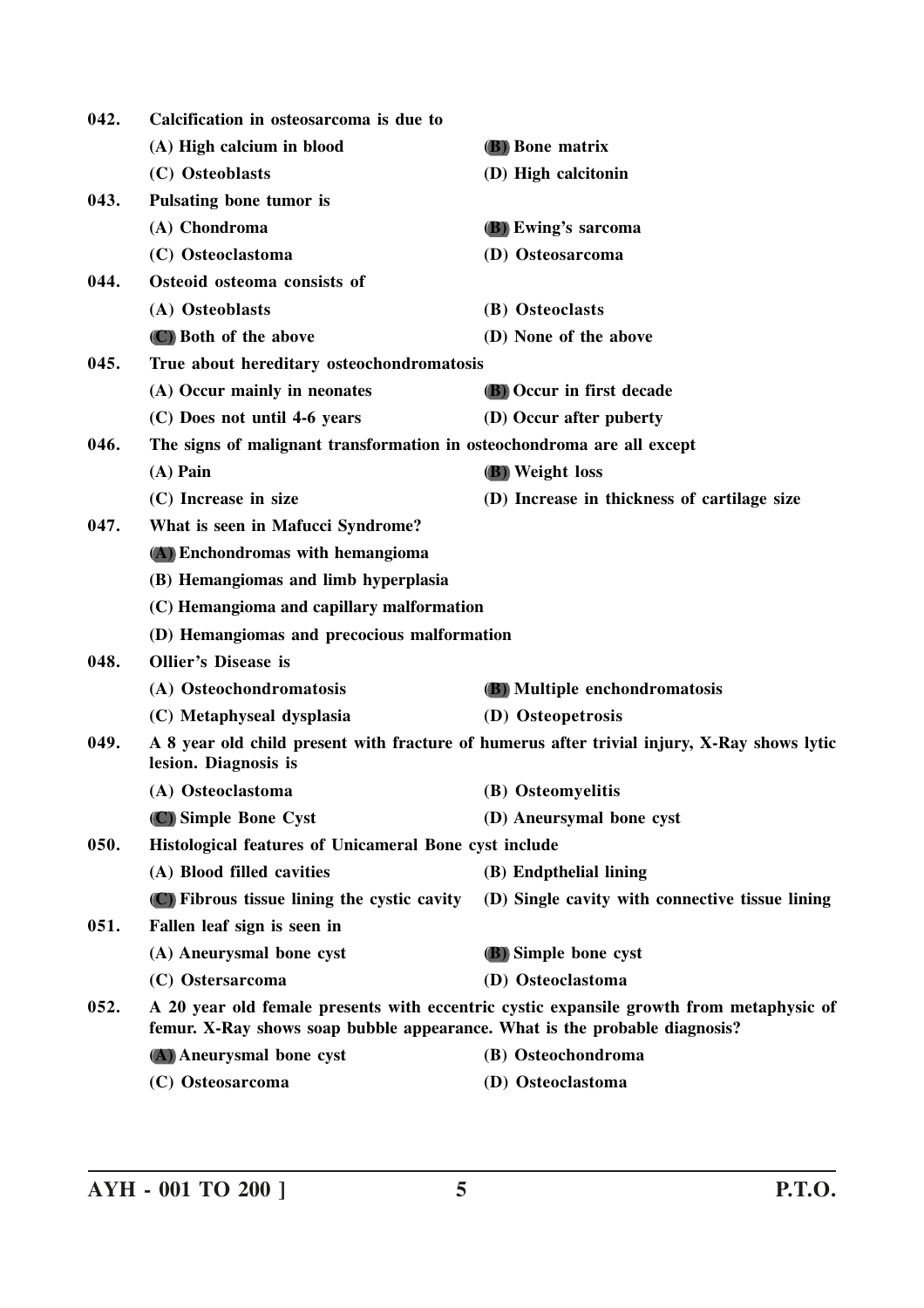042. Calcification in osteosarcoma is due to

(A) High calcium in blood
(B) Bone matrix
(C) Osteoblasts
(D) High calcitonin

043. Pulsating bone tumor is

(A) Chondroma
(B) Ewing's sarcoma
(C) Osteoclastoma
(D) Osteosarcoma

044. Osteoid osteoma consists of

(A) Osteoblasts
(B) Osteoclasts
(C) Both of the above
(D) None of the above

045. True about hereditary osteochondromatosis

(A) Occur mainly in neonates
(B) Occur in first decade
(C) Does not until 4-6 years
(D) Occur after puberty

046. The signs of malignant transformation in osteochondroma are all except

(A) Pain
(B) Weight loss
(C) Increase in size
(D) Increase in thickness of cartilage size

047. What is seen in Mafucci Syndrome?

(A) Enchondromas with hemangioma
(B) Hemangiomas and limb hyperplasia
(C) Hemangioma and capillary malformation
(D) Hemangiomas and precocious malformation

048. Ollier's Disease is

(A) Osteochondromatosis
(B) Multiple enchondromatosis
(C) Metaphyseal dysplasia
(D) Osteopetrosis

049. A 8 year old child present with fracture of humerus after trivial injury, X-Ray shows lytic lesion. Diagnosis is

(A) Osteoclastoma
(B) Osteomyelitis
(C) Simple Bone Cyst
(D) Aneursymal bone cyst

050. Histological features of Unicameral Bone cyst include

(A) Blood filled cavities
(B) Endpthelial lining
(C) Fibrous tissue lining the cystic cavity
(D) Single cavity with connective tissue lining

051. Fallen leaf sign is seen in

(A) Aneurysmal bone cyst
(B) Simple bone cyst
(C) Ostersarcoma
(D) Osteoclastoma

052. A 20 year old female presents with eccentric cystic expansile growth from metaphysic of femur. X-Ray shows soap bubble appearance. What is the probable diagnosis?

(A) Aneurysmal bone cyst
(B) Osteochondroma
(C) Osteosarcoma
(D) Osteoclastoma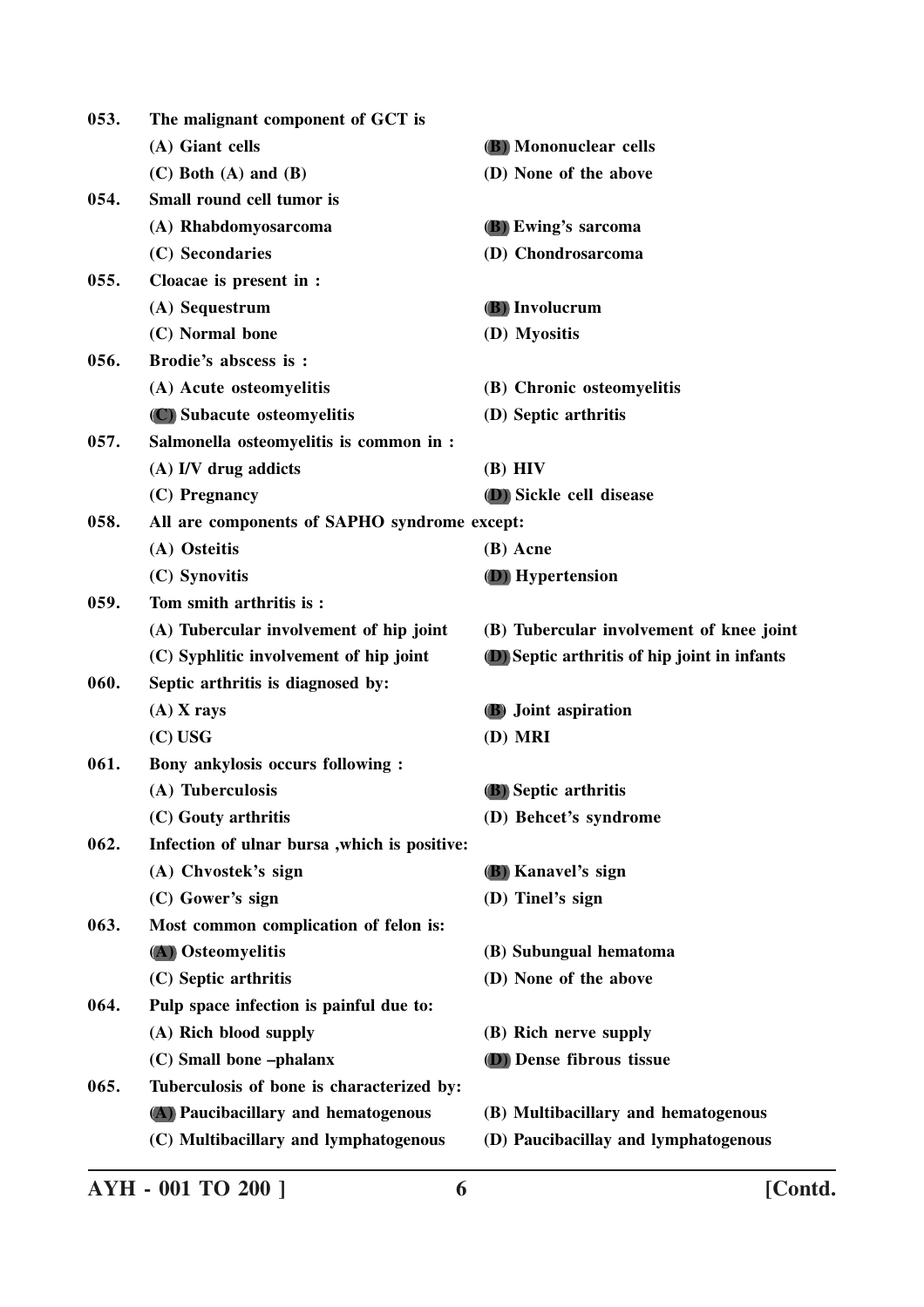053. **The malignant component of GCT is**

(A) Giant cells
(B) Mononuclear cells
(C) Both (A) and (B)
(D) None of the above

054. **Small round cell tumor is**

(A) Rhabdomyosarcoma
(B) Ewing's sarcoma
(C) Secondaries
(D) Chondrosarcoma

055. **Cloacae is present in :**

(A) Sequestrum
(B) Involucrum
(C) Normal bone
(D) Myositis

056. **Brodie's abscess is :**

(A) Acute osteomyelitis
(B) Chronic osteomyelitis
(C) Subacute osteomyelitis
(D) Septic arthritis

057. **Salmonella osteomyelitis is common in :**

(A) I/V drug addicts
(B) HIV
(C) Pregnancy
(D) Sickle cell disease

058. **All are components of SAPHO syndrome except:**

(A) Osteitis
(B) Acne
(C) Synovitis
(D) Hypertension

059. **Tom smith arthritis is :**

(A) Tubercular involvement of hip joint
(B) Tubercular involvement of knee joint
(C) Syphlitic involvement of hip joint
(D) Septic arthritis of hip joint in infants

060. **Septic arthritis is diagnosed by:**

(A) X rays
(B) Joint aspiration
(C) USG
(D) MRI

061. **Bony ankylosis occurs following :**

(A) Tuberculosis
(B) Septic arthritis
(C) Gouty arthritis
(D) Behcet's syndrome

062. **Infection of ulnar bursa ,which is positive:**

(A) Chvostek's sign
(B) Kanavel's sign
(C) Gower's sign
(D) Tinel's sign

063. **Most common complication of felon is:**

(A) Osteomyelitis
(B) Subungual hematoma
(C) Septic arthritis
(D) None of the above

064. **Pulp space infection is painful due to:**

(A) Rich blood supply
(B) Rich nerve supply
(C) Small bone –phalanx
(D) Dense fibrous tissue

065. **Tuberculosis of bone is characterized by:**

(A) Paucibacillary and hematogenous
(B) Multibacillary and hematogenous
(C) Multibacillary and lymphatogenous
(D) Paucibacillay and lymphatogenous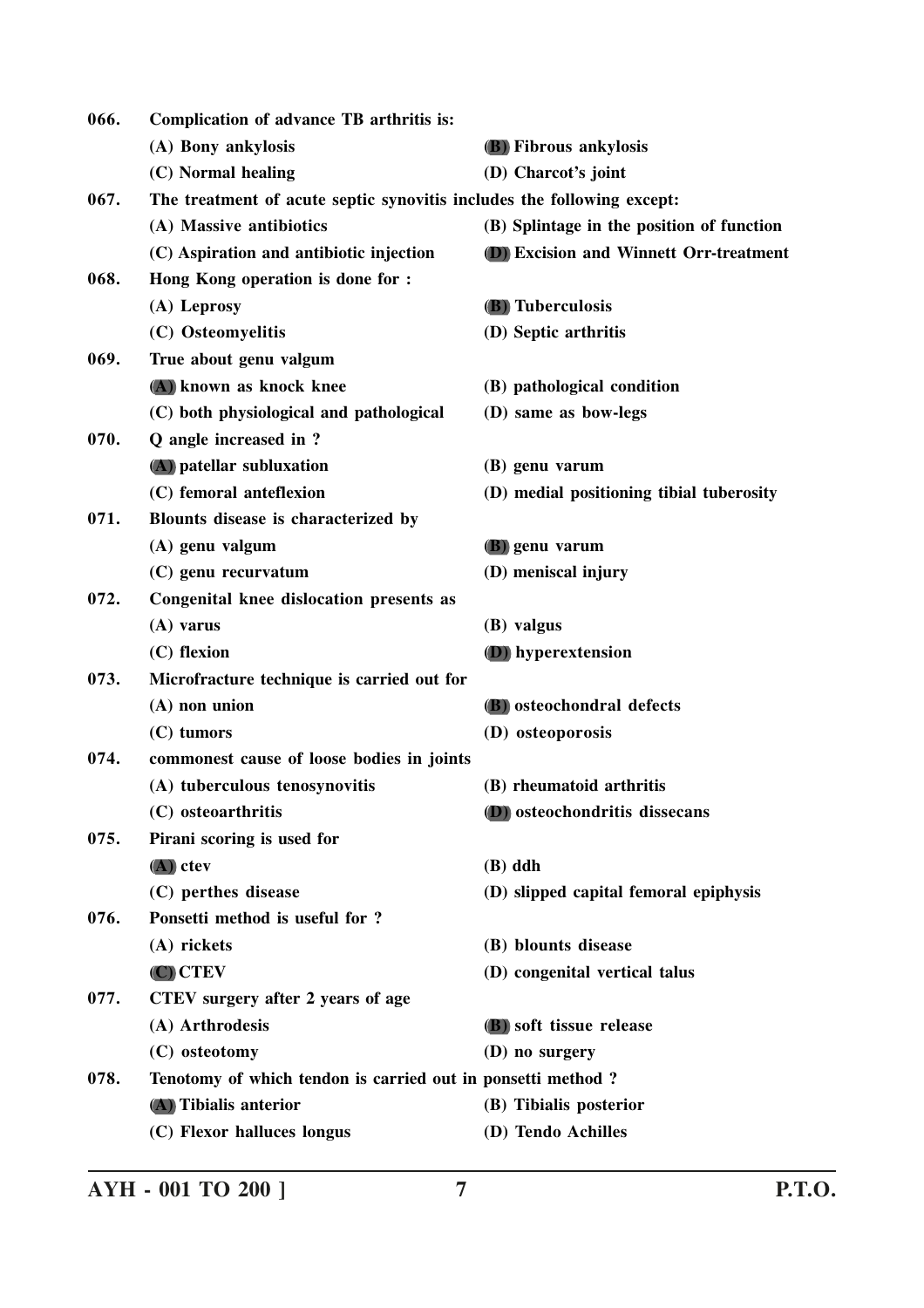**066.** **Complication of advance TB arthritis is:**

- **(A) Bony ankylosis**
- **(B) Fibrous ankylosis**
- **(C) Normal healing**
- **(D) Charcot's joint**

**067.** **The treatment of acute septic synovitis includes the following except:**

- **(A) Massive antibiotics**
- **(B) Splintage in the position of function**
- **(C) Aspiration and antibiotic injection**
- **(D) Excision and Winnett Orr-treatment**

**068.** **Hong Kong operation is done for :**

- **(A) Leprosy**
- **(B) Tuberculosis**
- **(C) Osteomyelitis**
- **(D) Septic arthritis**

**069.** **True about genu valgum**

- **(A) known as knock knee**
- **(B) pathological condition**
- **(C) both physiological and pathological**
- **(D) same as bow-legs**

**070.** **Q angle increased in ?**

- **(A) patellar subluxation**
- **(B) genu varum**
- **(C) femoral anteflexion**
- **(D) medial positioning tibial tuberosity**

**071.** **Blounts disease is characterized by**

- **(A) genu valgum**
- **(B) genu varum**
- **(C) genu recurvatum**
- **(D) meniscal injury**

**072.** **Congenital knee dislocation presents as**

- **(A) varus**
- **(B) valgus**
- **(C) flexion**
- **(D) hyperextension**

**073.** **Microfracture technique is carried out for**

- **(A) non union**
- **(B) osteochondral defects**
- **(C) tumors**
- **(D) osteoporosis**

**074.** **commonest cause of loose bodies in joints**

- **(A) tuberculous tenosynovitis**
- **(B) rheumatoid arthritis**
- **(C) osteoarthritis**
- **(D) osteochondritis dissecans**

**075.** **Pirani scoring is used for**

- **(A) ctev**
- **(B) ddh**
- **(C) perthes disease**
- **(D) slipped capital femoral epiphysis**

**076.** **Ponsetti method is useful for ?**

- **(A) rickets**
- **(B) blounts disease**
- **(C) CTEV**
- **(D) congenital vertical talus**

**077.** **CTEV surgery after 2 years of age**

- **(A) Arthrodesis**
- **(B) soft tissue release**
- **(C) osteotomy**
- **(D) no surgery**

**078.** **Tenotomy of which tendon is carried out in ponsetti method ?**

- **(A) Tibialis anterior**
- **(B) Tibialis posterior**
- **(C) Flexor halluces longus**
- **(D) Tendo Achilles**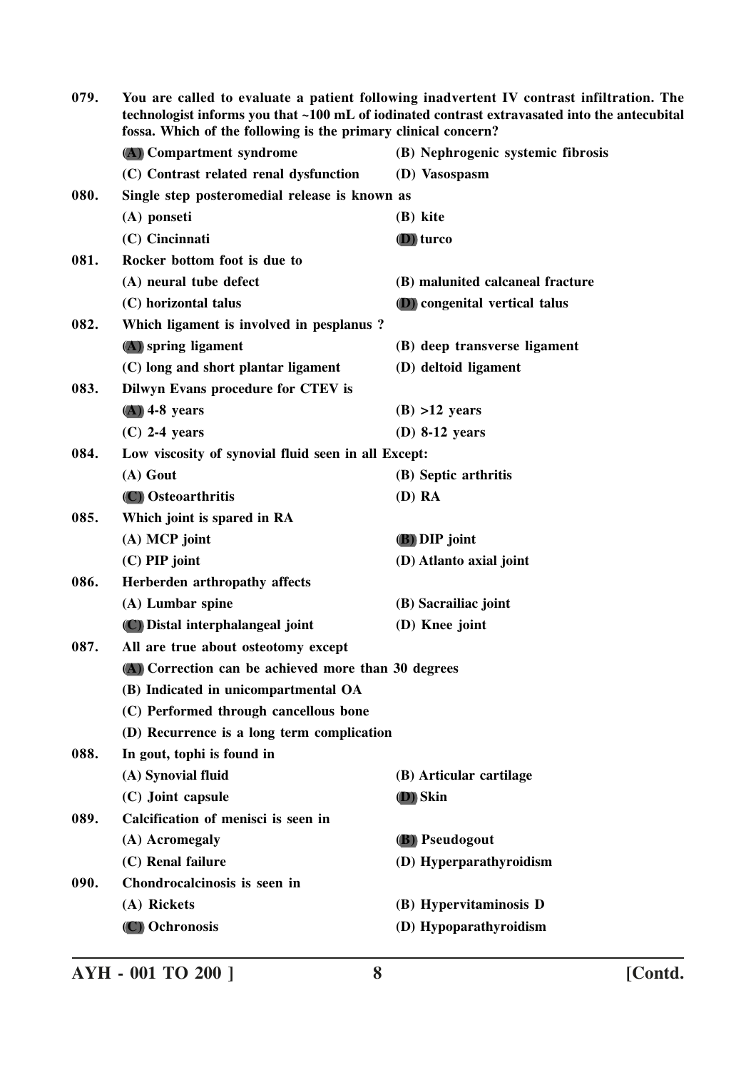079. You are called to evaluate a patient following inadvertent IV contrast infiltration. The technologist informs you that ~100 mL of iodinated contrast extravasated into the antecubital fossa. Which of the following is the primary clinical concern?

(A) Compartment syndrome (B) Nephrogenic systemic fibrosis

(C) Contrast related renal dysfunction (D) Vasospasm

080. Single step posteromedial release is known as

(A) ponseti (B) kite

(C) Cincinnati (D) turco

081. Rocker bottom foot is due to

(A) neural tube defect (B) malunited calcaneal fracture

(C) horizontal talus (D) congenital vertical talus

082. Which ligament is involved in pesplanus ?

(A) spring ligament (B) deep transverse ligament

(C) long and short plantar ligament (D) deltoid ligament

083. Dilwyn Evans procedure for CTEV is

(A) 4-8 years (B) >12 years

(C) 2-4 years (D) 8-12 years

084. Low viscosity of synovial fluid seen in all Except:

(A) Gout (B) Septic arthritis

(C) Osteoarthritis (D) RA

085. Which joint is spared in RA

(A) MCP joint (B) DIP joint

(C) PIP joint (D) Atlanto axial joint

086. Herberden arthropathy affects

(A) Lumbar spine (B) Sacrailiac joint

(C) Distal interphalangeal joint (D) Knee joint

087. All are true about osteotomy except

(A) Correction can be achieved more than 30 degrees

(B) Indicated in unicompartmental OA

(C) Performed through cancellous bone

(D) Recurrence is a long term complication

088. In gout, tophi is found in

(A) Synovial fluid (B) Articular cartilage

(C) Joint capsule (D) Skin

089. Calcification of menisci is seen in

(A) Acromegaly (B) Pseudogout

(C) Renal failure (D) Hyperparathyroidism

090. Chondrocalcinosis is seen in

(A) Rickets (B) Hypervitaminosis D

(C) Ochronosis (D) Hypoparathyroidism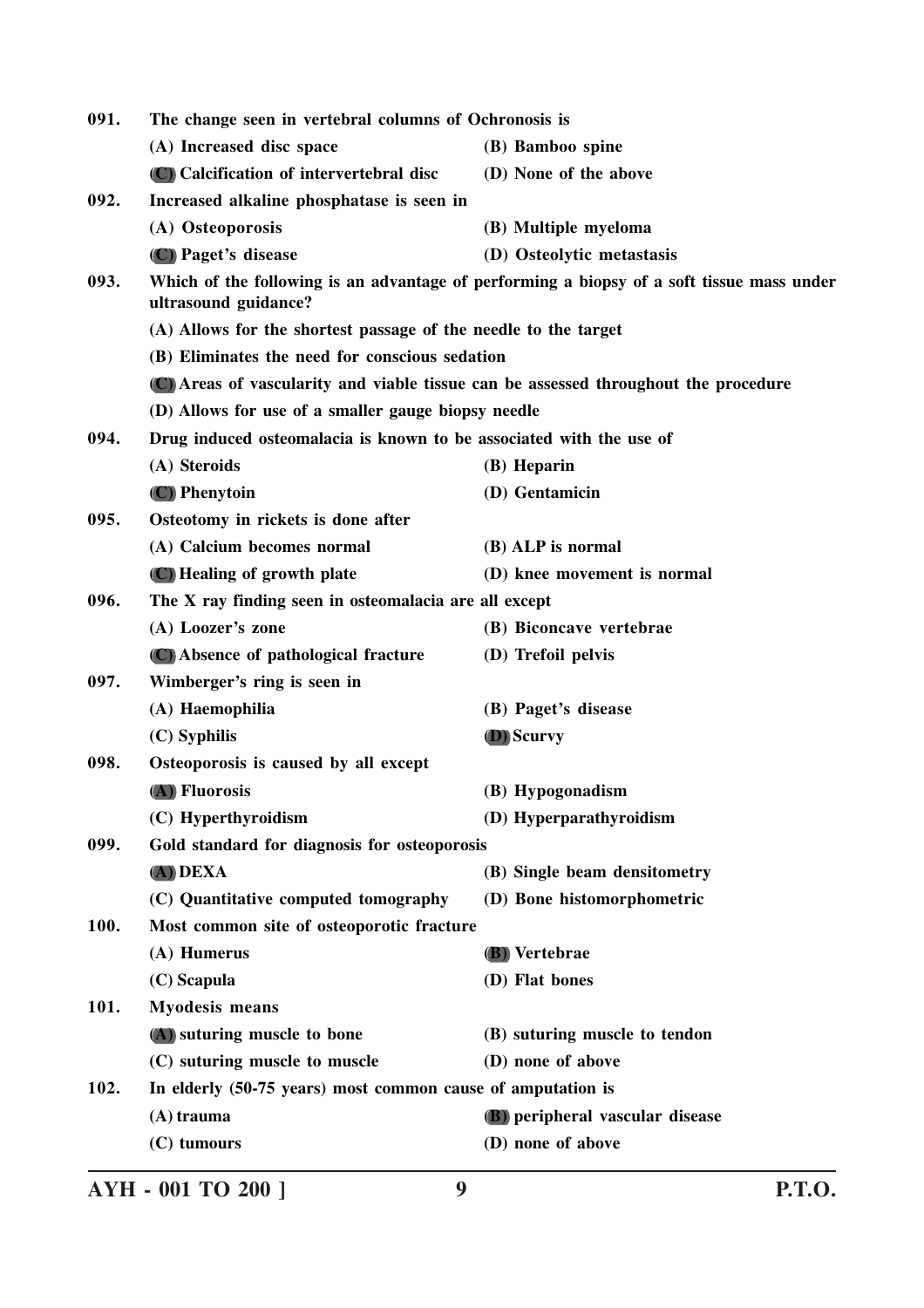091. The change seen in vertebral columns of Ochronosis is

(A) Increased disc space
(B) Bamboo spine
(C) Calcification of intervertebral disc
(D) None of the above

092. Increased alkaline phosphatase is seen in

(A) Osteoporosis
(B) Multiple myeloma
(C) Paget's disease
(D) Osteolytic metastasis

093. Which of the following is an advantage of performing a biopsy of a soft tissue mass under ultrasound guidance?

(A) Allows for the shortest passage of the needle to the target
(B) Eliminates the need for conscious sedation
(C) Areas of vascularity and viable tissue can be assessed throughout the procedure
(D) Allows for use of a smaller gauge biopsy needle

094. Drug induced osteomalacia is known to be associated with the use of

(A) Steroids
(B) Heparin
(C) Phenytoin
(D) Gentamicin

095. Osteotomy in rickets is done after

(A) Calcium becomes normal
(B) ALP is normal
(C) Healing of growth plate
(D) knee movement is normal

096. The X ray finding seen in osteomalacia are all except

(A) Loozer's zone
(B) Biconcave vertebrae
(C) Absence of pathological fracture
(D) Trefoil pelvis

097. Wimberger's ring is seen in

(A) Haemophilia
(B) Paget's disease
(C) Syphilis
(D) Scurvy

098. Osteoporosis is caused by all except

(A) Fluorosis
(B) Hypogonadism
(C) Hyperthyroidism
(D) Hyperparathyroidism

099. Gold standard for diagnosis for osteoporosis

(A) DEXA
(B) Single beam densitometry
(C) Quantitative computed tomography
(D) Bone histomorphometric

100. Most common site of osteoporotic fracture

(A) Humerus
(B) Vertebrae
(C) Scapula
(D) Flat bones

101. Myodesis means

(A) suturing muscle to bone
(B) suturing muscle to tendon
(C) suturing muscle to muscle
(D) none of above

102. In elderly (50-75 years) most common cause of amputation is

(A) trauma
(B) peripheral vascular disease
(C) tumours
(D) none of above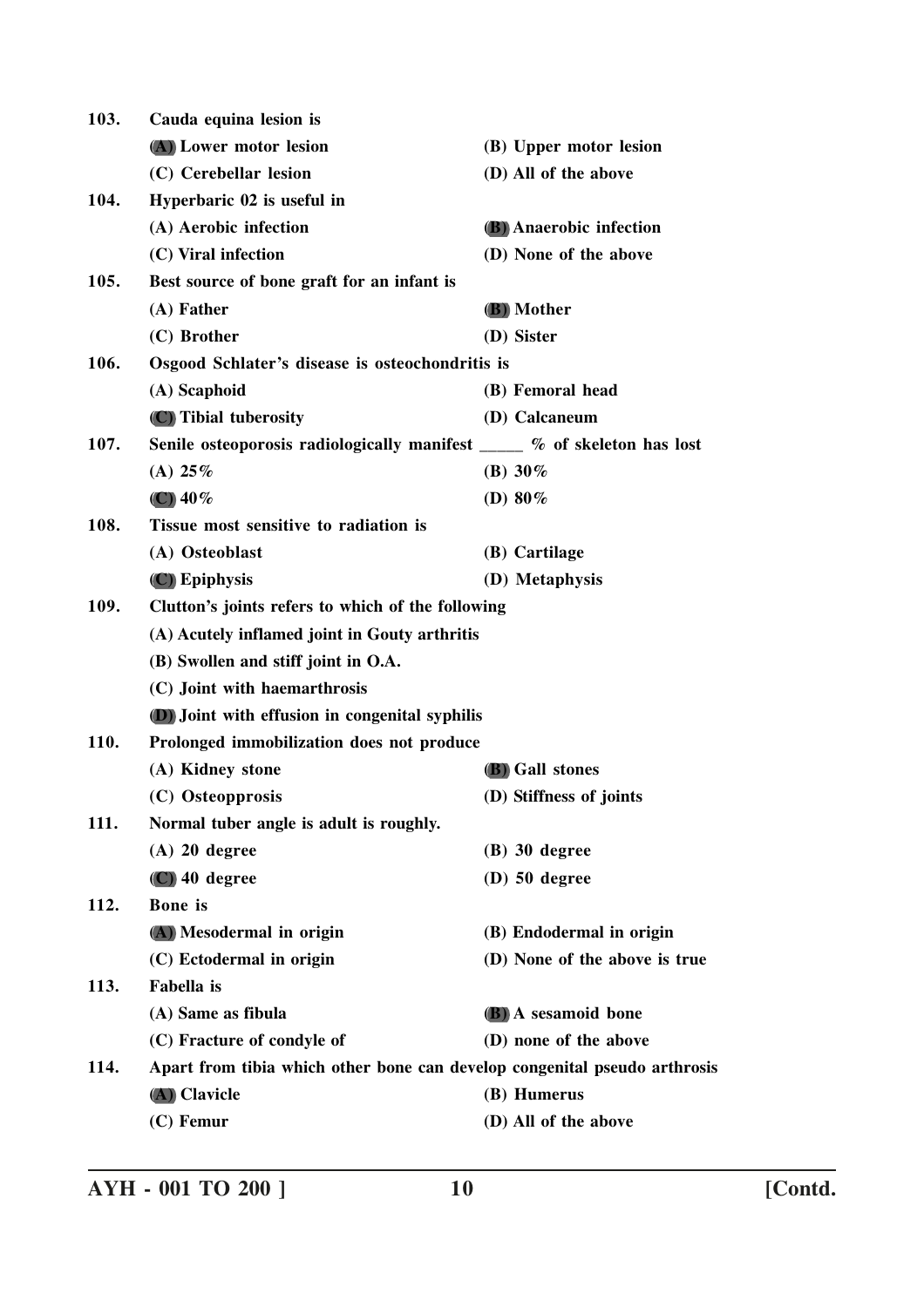103. **Cauda equina lesion is**

(A) Lower motor lesion
(B) Upper motor lesion
(C) Cerebellar lesion
(D) All of the above

104. **Hyperbaric 02 is useful in**

(A) Aerobic infection
(B) Anaerobic infection
(C) Viral infection
(D) None of the above

105. **Best source of bone graft for an infant is**

(A) Father
(B) Mother
(C) Brother
(D) Sister

106. **Osgood Schlater's disease is osteochondritis is**

(A) Scaphoid
(B) Femoral head
(C) Tibial tuberosity
(D) Calcaneum

107. **Senile osteoporosis radiologically manifest _____ % of skeleton has lost**

(A) 25%
(B) 30%
(C) 40%
(D) 80%

108. **Tissue most sensitive to radiation is**

(A) Osteoblast
(B) Cartilage
(C) Epiphysis
(D) Metaphysis

109. **Clutton's joints refers to which of the following**

(A) Acutely inflamed joint in Gouty arthritis
(B) Swollen and stiff joint in O.A.
(C) Joint with haemarthrosis
(D) Joint with effusion in congenital syphilis

110. **Prolonged immobilization does not produce**

(A) Kidney stone
(B) Gall stones
(C) Osteopprosis
(D) Stiffness of joints

111. **Normal tuber angle is adult is roughly.**

(A) 20 degree
(B) 30 degree
(C) 40 degree
(D) 50 degree

112. **Bone is**

(A) Mesodermal in origin
(B) Endodermal in origin
(C) Ectodermal in origin
(D) None of the above is true

113. **Fabella is**

(A) Same as fibula
(B) A sesamoid bone
(C) Fracture of condyle of
(D) none of the above

114. **Apart from tibia which other bone can develop congenital pseudo arthrosis**

(A) Clavicle
(B) Humerus
(C) Femur
(D) All of the above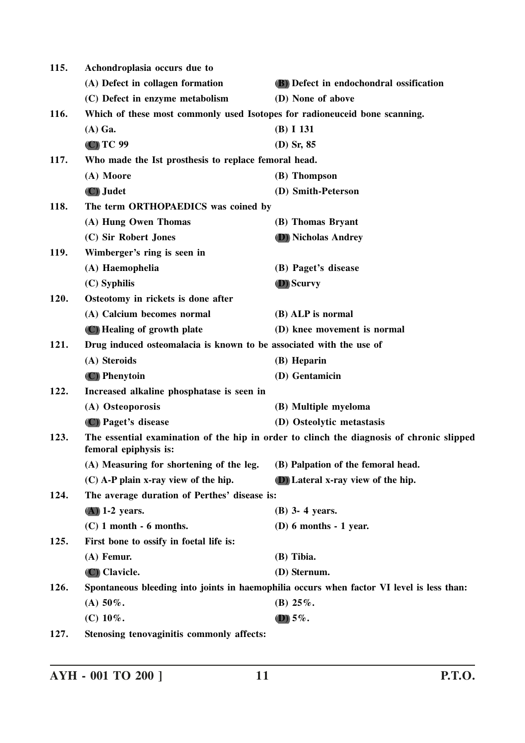**115. Achondroplasia occurs due to**

(A) Defect in collagen formation
(B) Defect in endochondral ossification
(C) Defect in enzyme metabolism
(D) None of above

**116. Which of these most commonly used Isotopes for radioneuceid bone scanning.**

(A) Ga.
(B) I 131
(C) TC 99
(D) Sr, 85

**117. Who made the Ist prosthesis to replace femoral head.**

(A) Moore
(B) Thompson
(C) Judet
(D) Smith-Peterson

**118. The term ORTHOPAEDICS was coined by**

(A) Hung Owen Thomas
(B) Thomas Bryant
(C) Sir Robert Jones
(D) Nicholas Andrey

**119. Wimberger's ring is seen in**

(A) Haemophelia
(B) Paget's disease
(C) Syphilis
(D) Scurvy

**120. Osteotomy in rickets is done after**

(A) Calcium becomes normal
(B) ALP is normal
(C) Healing of growth plate
(D) knee movement is normal

**121. Drug induced osteomalacia is known to be associated with the use of**

(A) Steroids
(B) Heparin
(C) Phenytoin
(D) Gentamicin

**122. Increased alkaline phosphatase is seen in**

(A) Osteoporosis
(B) Multiple myeloma
(C) Paget's disease
(D) Osteolytic metastasis

**123. The essential examination of the hip in order to clinch the diagnosis of chronic slipped femoral epiphysis is:**

(A) Measuring for shortening of the leg.
(B) Palpation of the femoral head.
(C) A-P plain x-ray view of the hip.
(D) Lateral x-ray view of the hip.

**124. The average duration of Perthes' disease is:**

(A) 1-2 years.
(B) 3- 4 years.
(C) 1 month - 6 months.
(D) 6 months - 1 year.

**125. First bone to ossify in foetal life is:**

(A) Femur.
(B) Tibia.
(C) Clavicle.
(D) Sternum.

**126. Spontaneous bleeding into joints in haemophilia occurs when factor VI level is less than:**

(A) 50%.
(B) 25%.
(C) 10%.
(D) 5%.

**127. Stenosing tenovaginitis commonly affects:**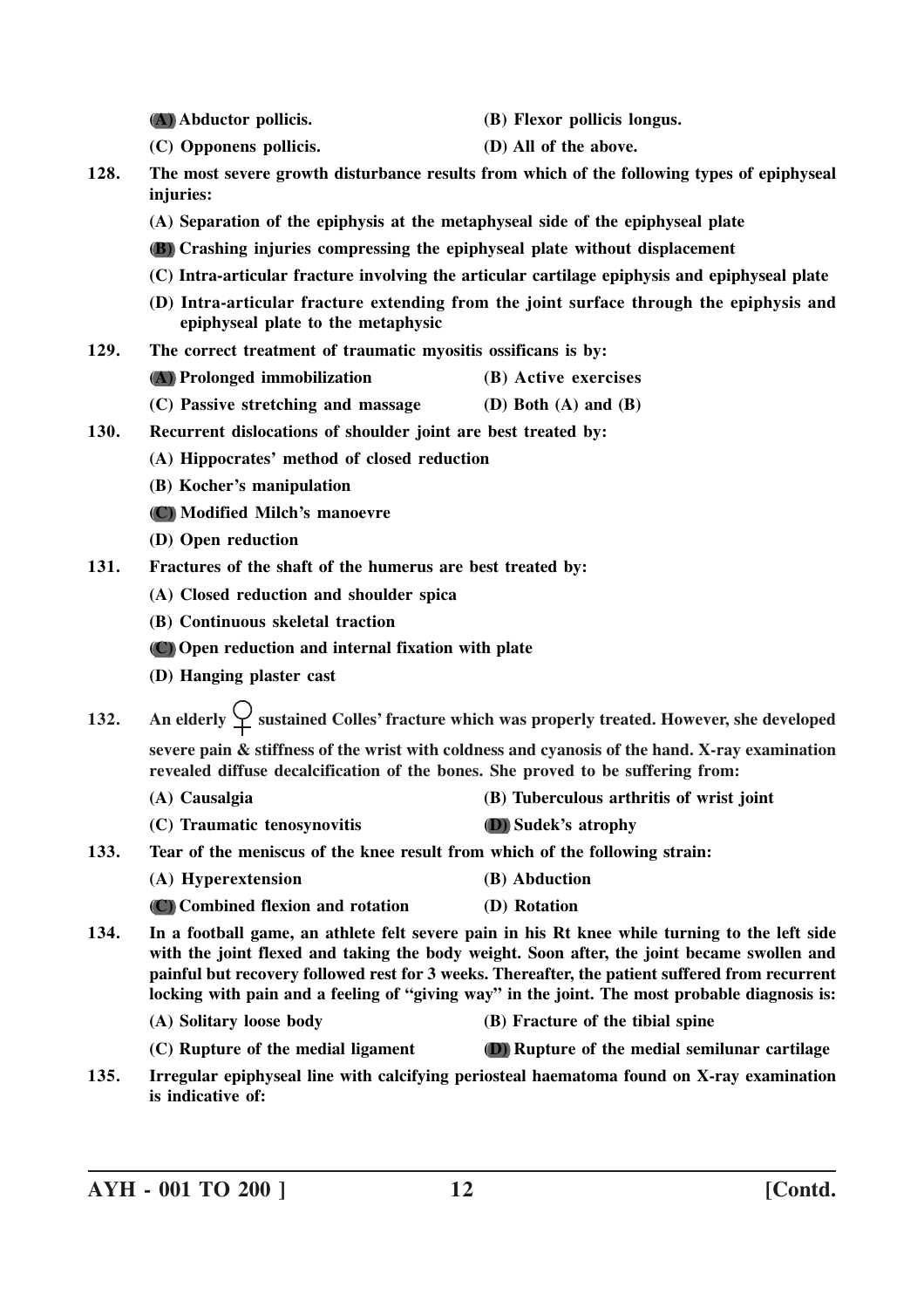(A) Abductor pollicis. (B) Flexor pollicis longus.

(C) Opponens pollicis. (D) All of the above.

**128.** The most severe growth disturbance results from which of the following types of epiphyseal injuries:

(A) Separation of the epiphysis at the metaphyseal side of the epiphyseal plate

(B) Crashing injuries compressing the epiphyseal plate without displacement

(C) Intra-articular fracture involving the articular cartilage epiphysis and epiphyseal plate

(D) Intra-articular fracture extending from the joint surface through the epiphysis and epiphyseal plate to the metaphysic

**129.** The correct treatment of traumatic myositis ossificans is by:

(A) Prolonged immobilization (B) Active exercises

(C) Passive stretching and massage (D) Both (A) and (B)

**130.** Recurrent dislocations of shoulder joint are best treated by:

(A) Hippocrates' method of closed reduction

(B) Kocher's manipulation

(C) Modified Milch's manoevre

(D) Open reduction

**131.** Fractures of the shaft of the humerus are best treated by:

(A) Closed reduction and shoulder spica

(B) Continuous skeletal traction

(C) Open reduction and internal fixation with plate

(D) Hanging plaster cast

**132.** An elderly ♀ sustained Colles' fracture which was properly treated. However, she developed severe pain & stiffness of the wrist with coldness and cyanosis of the hand. X-ray examination revealed diffuse decalcification of the bones. She proved to be suffering from:

(A) Causalgia (B) Tuberculous arthritis of wrist joint

(C) Traumatic tenosynovitis (D) Sudek's atrophy

**133.** Tear of the meniscus of the knee result from which of the following strain:

(A) Hyperextension (B) Abduction

(C) Combined flexion and rotation (D) Rotation

**134.** In a football game, an athlete felt severe pain in his Rt knee while turning to the left side with the joint flexed and taking the body weight. Soon after, the joint became swollen and painful but recovery followed rest for 3 weeks. Thereafter, the patient suffered from recurrent locking with pain and a feeling of "giving way" in the joint. The most probable diagnosis is:

(A) Solitary loose body (B) Fracture of the tibial spine

(C) Rupture of the medial ligament (D) Rupture of the medial semilunar cartilage

**135.** Irregular epiphyseal line with calcifying periosteal haematoma found on X-ray examination is indicative of: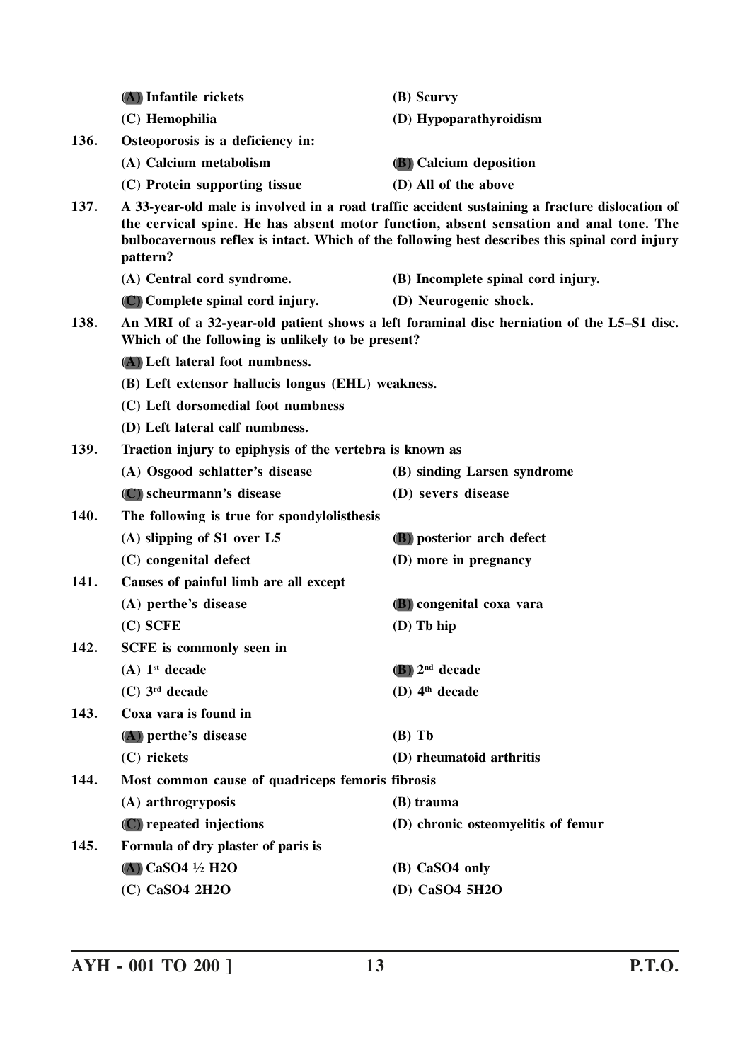(A) Infantile rickets
(B) Scurvy
(C) Hemophilia
(D) Hypoparathyroidism

**136. Osteoporosis is a deficiency in:**

(A) Calcium metabolism
(B) Calcium deposition
(C) Protein supporting tissue
(D) All of the above

**137. A 33-year-old male is involved in a road traffic accident sustaining a fracture dislocation of the cervical spine. He has absent motor function, absent sensation and anal tone. The bulbocavernous reflex is intact. Which of the following best describes this spinal cord injury pattern?**

(A) Central cord syndrome.
(B) Incomplete spinal cord injury.
(C) Complete spinal cord injury.
(D) Neurogenic shock.

**138. An MRI of a 32-year-old patient shows a left foraminal disc herniation of the L5–S1 disc. Which of the following is unlikely to be present?**

(A) Left lateral foot numbness.
(B) Left extensor hallucis longus (EHL) weakness.
(C) Left dorsomedial foot numbness
(D) Left lateral calf numbness.

**139. Traction injury to epiphysis of the vertebra is known as**

(A) Osgood schlatter's disease
(B) sinding Larsen syndrome
(C) scheurmann's disease
(D) severs disease

**140. The following is true for spondylolisthesis**

(A) slipping of S1 over L5
(B) posterior arch defect
(C) congenital defect
(D) more in pregnancy

**141. Causes of painful limb are all except**

(A) perthe's disease
(B) congenital coxa vara
(C) SCFE
(D) Tb hip

**142. SCFE is commonly seen in**

(A) 1st decade
(B) 2nd decade
(C) 3rd decade
(D) 4th decade

**143. Coxa vara is found in**

(A) perthe's disease
(B) Tb
(C) rickets
(D) rheumatoid arthritis

**144. Most common cause of quadriceps femoris fibrosis**

(A) arthrogryposis
(B) trauma
(C) repeated injections
(D) chronic osteomyelitis of femur

**145. Formula of dry plaster of paris is**

(A) $CaSO_4 \frac{1}{2} H_2O$
(B) $CaSO_4$ only
(C) $CaSO_4 2H_2O$
(D) $CaSO_4 5H_2O$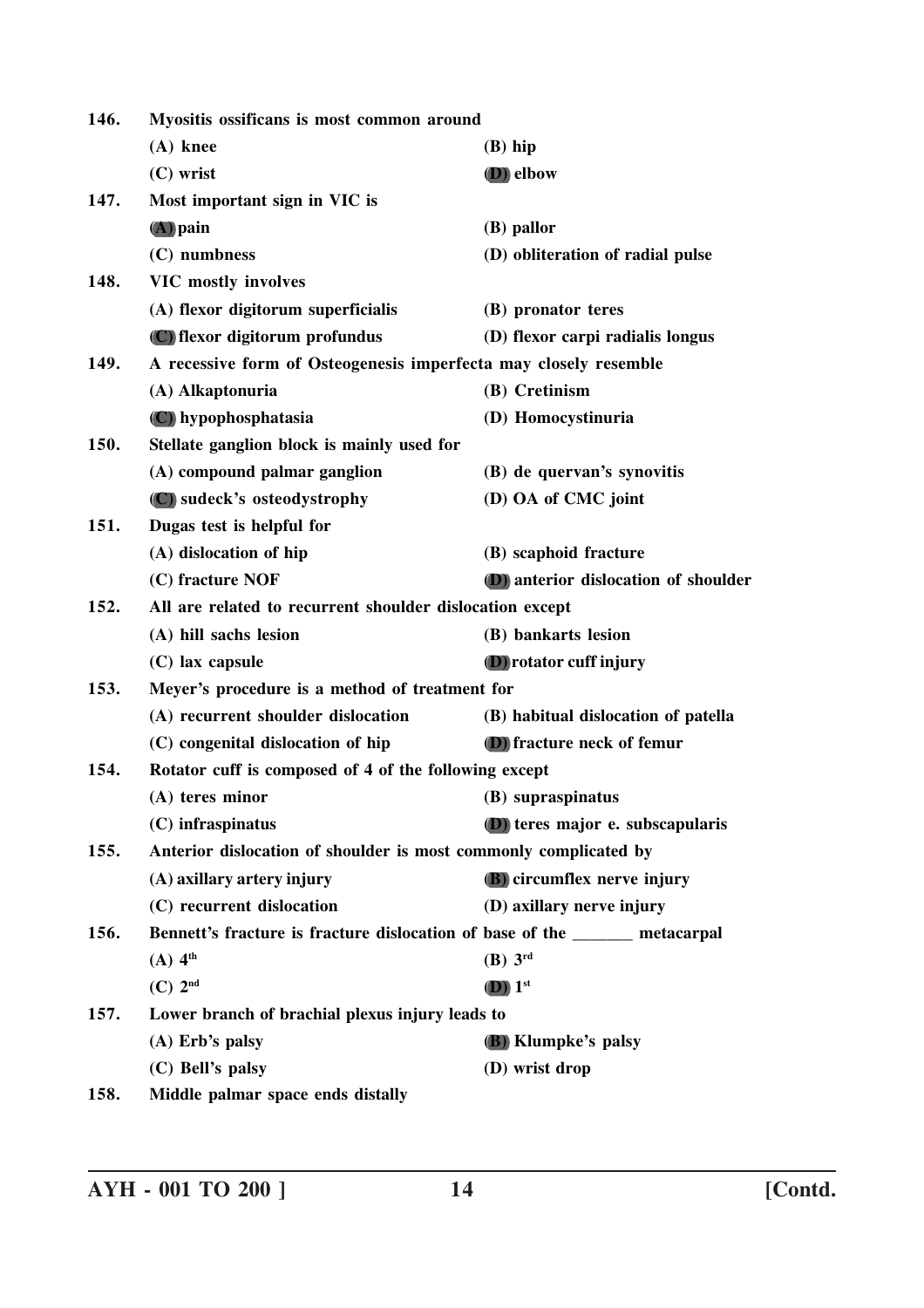146. **Myositis ossificans is most common around**

(A) knee
(B) hip
(C) wrist
(D) elbow

147. **Most important sign in VIC is**

(A) pain
(B) pallor
(C) numbness
(D) obliteration of radial pulse

148. **VIC mostly involves**

(A) flexor digitorum superficialis
(B) pronator teres
(C) flexor digitorum profundus
(D) flexor carpi radialis longus

149. **A recessive form of Osteogenesis imperfecta may closely resemble**

(A) Alkaptonuria
(B) Cretinism
(C) hypophosphatasia
(D) Homocystinuria

150. **Stellate ganglion block is mainly used for**

(A) compound palmar ganglion
(B) de quervan's synovitis
(C) sudeck's osteodystrophy
(D) OA of CMC joint

151. **Dugas test is helpful for**

(A) dislocation of hip
(B) scaphoid fracture
(C) fracture NOF
(D) anterior dislocation of shoulder

152. **All are related to recurrent shoulder dislocation except**

(A) hill sachs lesion
(B) bankarts lesion
(C) lax capsule
(D) rotator cuff injury

153. **Meyer's procedure is a method of treatment for**

(A) recurrent shoulder dislocation
(B) habitual dislocation of patella
(C) congenital dislocation of hip
(D) fracture neck of femur

154. **Rotator cuff is composed of 4 of the following except**

(A) teres minor
(B) supraspinatus
(C) infraspinatus
(D) teres major e. subscapularis

155. **Anterior dislocation of shoulder is most commonly complicated by**

(A) axillary artery injury
(B) circumflex nerve injury
(C) recurrent dislocation
(D) axillary nerve injury

156. **Bennett's fracture is fracture dislocation of base of the _______ metacarpal**

(A) 4th
(B) 3rd
(C) 2nd
(D) 1st

157. **Lower branch of brachial plexus injury leads to**

(A) Erb's palsy
(B) Klumpke's palsy
(C) Bell's palsy
(D) wrist drop

158. **Middle palmar space ends distally**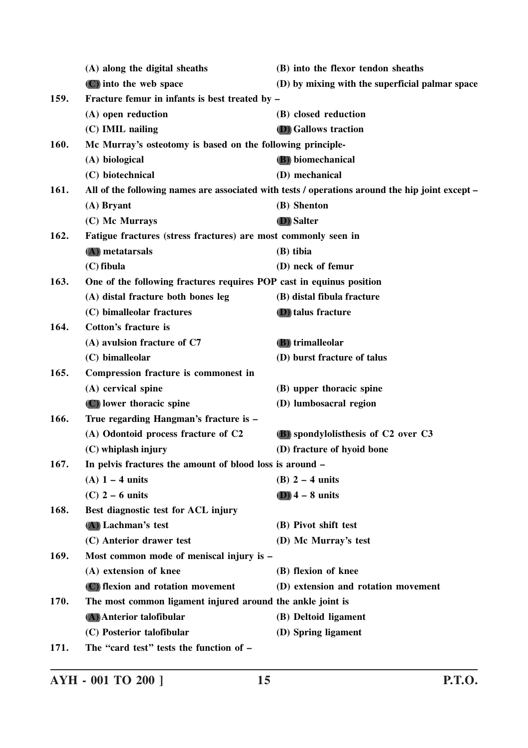(A) along the digital sheaths | (B) into the flexor tendon sheaths
**(C)** into the web space | (D) by mixing with the superficial palmar space

**159.** Fracture femur in infants is best treated by –

(A) open reduction
(B) closed reduction
(C) IMIL nailing
**(D)** Gallows traction

**160.** Mc Murray's osteotomy is based on the following principle-

(A) biological
**(B)** biomechanical
(C) biotechnical
(D) mechanical

**161.** All of the following names are associated with tests / operations around the hip joint except –

(A) Bryant
(B) Shenton
(C) Mc Murrays
**(D)** Salter

**162.** Fatigue fractures (stress fractures) are most commonly seen in

**(A)** metatarsals
(B) tibia
(C) fibula
(D) neck of femur

**163.** One of the following fractures requires POP cast in equinus position

(A) distal fracture both bones leg
(B) distal fibula fracture
(C) bimalleolar fractures
**(D)** talus fracture

**164.** Cotton's fracture is

(A) avulsion fracture of C7
**(B)** trimalleolar
(C) bimalleolar
(D) burst fracture of talus

**165.** Compression fracture is commonest in

(A) cervical spine
(B) upper thoracic spine
**(C)** lower thoracic spine
(D) lumbosacral region

**166.** True regarding Hangman's fracture is –

(A) Odontoid process fracture of C2
**(B)** spondylolisthesis of C2 over C3
(C) whiplash injury
(D) fracture of hyoid bone

**167.** In pelvis fractures the amount of blood loss is around –

(A) 1 – 4 units
(B) 2 – 4 units
(C) 2 – 6 units
**(D)** 4 – 8 units

**168.** Best diagnostic test for ACL injury

**(A)** Lachman's test
(B) Pivot shift test
(C) Anterior drawer test
(D) Mc Murray's test

**169.** Most common mode of meniscal injury is –

(A) extension of knee
(B) flexion of knee
**(C)** flexion and rotation movement
(D) extension and rotation movement

**170.** The most common ligament injured around the ankle joint is

**(A)** Anterior talofibular
(B) Deltoid ligament
(C) Posterior talofibular
(D) Spring ligament

**171.** The "card test" tests the function of –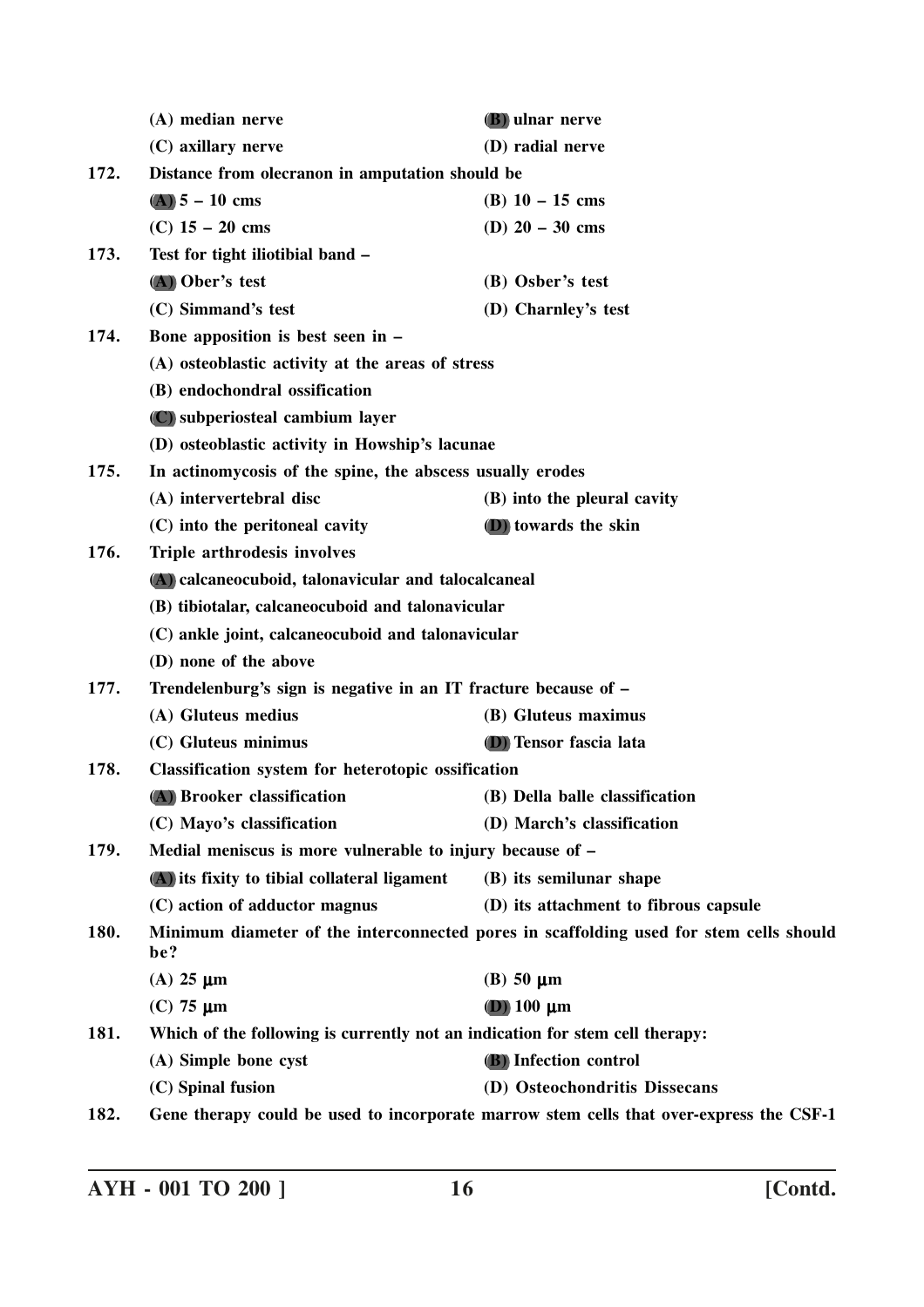(A) median nerve (B) ulnar nerve

(C) axillary nerve (D) radial nerve

**172.** Distance from olecranon in amputation should be

(A) 5 – 10 cms (B) 10 – 15 cms

(C) 15 – 20 cms (D) 20 – 30 cms

**173.** Test for tight iliotibial band –

(A) Ober's test (B) Osber's test

(C) Simmand's test (D) Charnley's test

**174.** Bone apposition is best seen in –

(A) osteoblastic activity at the areas of stress

(B) endochondral ossification

(C) subperiosteal cambium layer

(D) osteoblastic activity in Howship's lacunae

**175.** In actinomycosis of the spine, the abscess usually erodes

(A) intervertebral disc (B) into the pleural cavity

(C) into the peritoneal cavity (D) towards the skin

**176.** Triple arthrodesis involves

(A) calcaneocuboid, talonavicular and talocalcaneal

(B) tibiotalar, calcaneocuboid and talonavicular

(C) ankle joint, calcaneocuboid and talonavicular

(D) none of the above

**177.** Trendelenburg's sign is negative in an IT fracture because of –

(A) Gluteus medius (B) Gluteus maximus

(C) Gluteus minimus (D) Tensor fascia lata

**178.** Classification system for heterotopic ossification

(A) Brooker classification (B) Della balle classification

(C) Mayo's classification (D) March's classification

**179.** Medial meniscus is more vulnerable to injury because of –

(A) its fixity to tibial collateral ligament (B) its semilunar shape

(C) action of adductor magnus (D) its attachment to fibrous capsule

**180.** Minimum diameter of the interconnected pores in scaffolding used for stem cells should be?

(A) 25 μm (B) 50 μm

(C) 75 μm (D) 100 μm

**181.** Which of the following is currently not an indication for stem cell therapy:

(A) Simple bone cyst (B) Infection control

(C) Spinal fusion (D) Osteochondritis Dissecans

**182.** Gene therapy could be used to incorporate marrow stem cells that over-express the CSF-1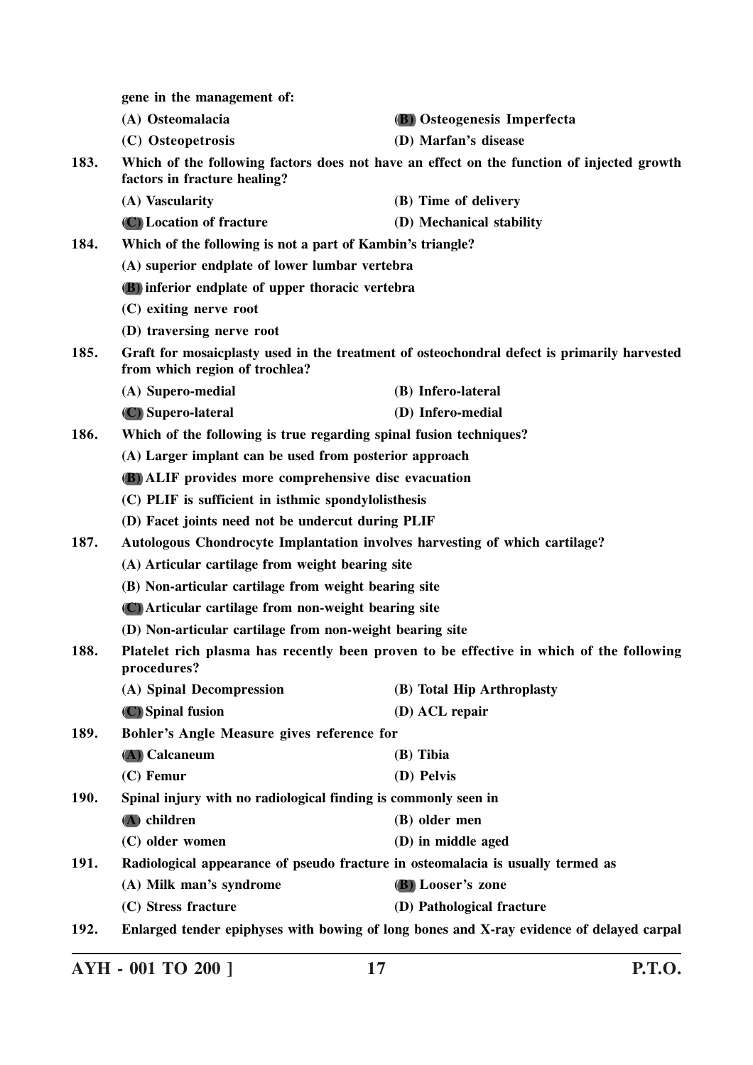**gene in the management of:**

**(A) Osteomalacia** **(B) Osteogenesis Imperfecta**

**(C) Osteopetrosis** **(D) Marfan's disease**

**183. Which of the following factors does not have an effect on the function of injected growth factors in fracture healing?**

**(A) Vascularity** **(B) Time of delivery**

**(C) Location of fracture** **(D) Mechanical stability**

**184. Which of the following is not a part of Kambin's triangle?**

**(A) superior endplate of lower lumbar vertebra**

**(B) inferior endplate of upper thoracic vertebra**

**(C) exiting nerve root**

**(D) traversing nerve root**

**185. Graft for mosaicplasty used in the treatment of osteochondral defect is primarily harvested from which region of trochlea?**

**(A) Supero-medial** **(B) Infero-lateral**

**(C) Supero-lateral** **(D) Infero-medial**

**186. Which of the following is true regarding spinal fusion techniques?**

**(A) Larger implant can be used from posterior approach**

**(B) ALIF provides more comprehensive disc evacuation**

**(C) PLIF is sufficient in isthmic spondylolisthesis**

**(D) Facet joints need not be undercut during PLIF**

**187. Autologous Chondrocyte Implantation involves harvesting of which cartilage?**

**(A) Articular cartilage from weight bearing site**

**(B) Non-articular cartilage from weight bearing site**

**(C) Articular cartilage from non-weight bearing site**

**(D) Non-articular cartilage from non-weight bearing site**

**188. Platelet rich plasma has recently been proven to be effective in which of the following procedures?**

**(A) Spinal Decompression** **(B) Total Hip Arthroplasty**

**(C) Spinal fusion** **(D) ACL repair**

**189. Bohler's Angle Measure gives reference for**

**(A) Calcaneum** **(B) Tibia**

**(C) Femur** **(D) Pelvis**

**190. Spinal injury with no radiological finding is commonly seen in**

**(A) children** **(B) older men**

**(C) older women** **(D) in middle aged**

**191. Radiological appearance of pseudo fracture in osteomalacia is usually termed as**

**(A) Milk man's syndrome** **(B) Looser's zone**

**(C) Stress fracture** **(D) Pathological fracture**

**192. Enlarged tender epiphyses with bowing of long bones and X-ray evidence of delayed carpal**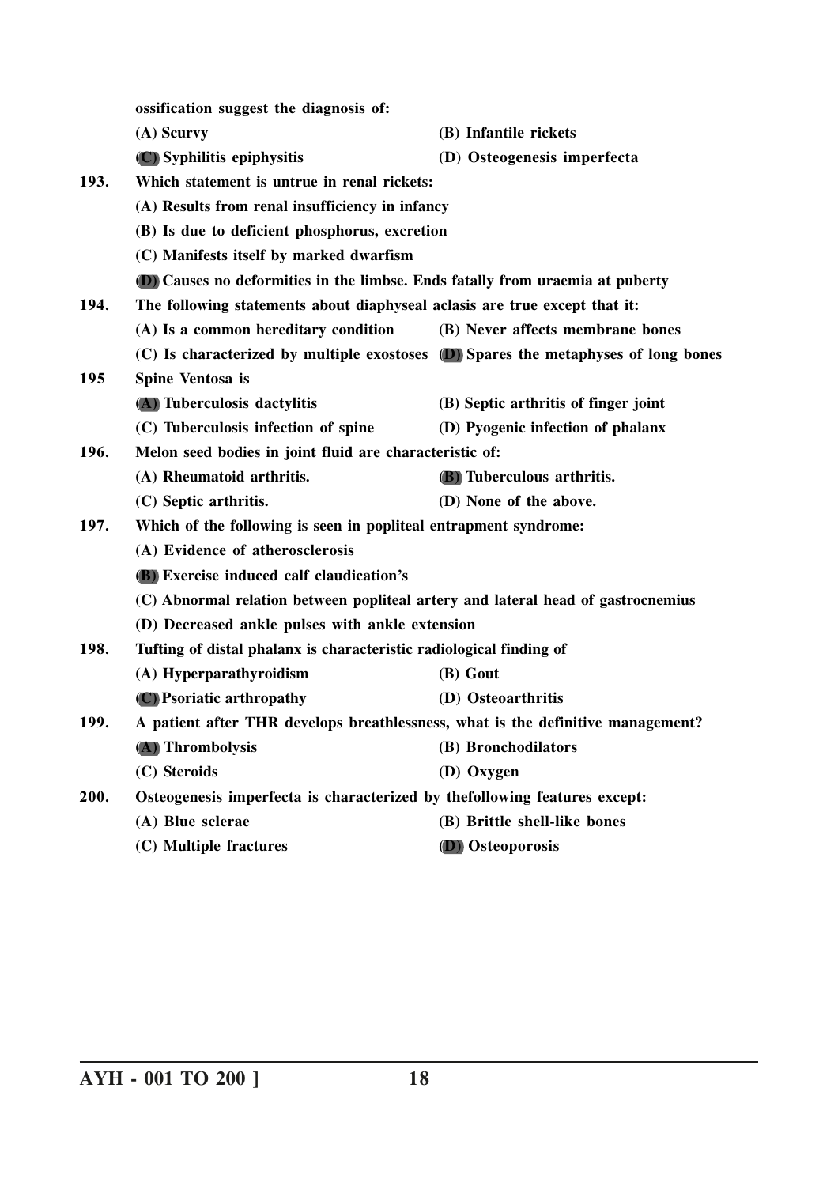ossification suggest the diagnosis of:

(A) Scurvy (B) Infantile rickets

**(C)** Syphilitis epiphysitis (D) Osteogenesis imperfecta

193. Which statement is untrue in renal rickets:

(A) Results from renal insufficiency in infancy

(B) Is due to deficient phosphorus, excretion

(C) Manifests itself by marked dwarfism

**(D)** Causes no deformities in the limbse. Ends fatally from uraemia at puberty

194. The following statements about diaphyseal aclasis are true except that it:

(A) Is a common hereditary condition (B) Never affects membrane bones

(C) Is characterized by multiple exostoses **(D)** Spares the metaphyses of long bones

195 Spine Ventosa is

**(A)** Tuberculosis dactylitis (B) Septic arthritis of finger joint

(C) Tuberculosis infection of spine (D) Pyogenic infection of phalanx

196. Melon seed bodies in joint fluid are characteristic of:

(A) Rheumatoid arthritis. **(B)** Tuberculous arthritis.

(C) Septic arthritis. (D) None of the above.

197. Which of the following is seen in popliteal entrapment syndrome:

(A) Evidence of atherosclerosis

**(B)** Exercise induced calf claudication's

(C) Abnormal relation between popliteal artery and lateral head of gastrocnemius

(D) Decreased ankle pulses with ankle extension

198. Tufting of distal phalanx is characteristic radiological finding of

(A) Hyperparathyroidism (B) Gout

**(C)** Psoriatic arthropathy (D) Osteoarthritis

199. A patient after THR develops breathlessness, what is the definitive management?

**(A)** Thrombolysis (B) Bronchodilators

(C) Steroids (D) Oxygen

200. Osteogenesis imperfecta is characterized by thefollowing features except:

(A) Blue sclerae (B) Brittle shell-like bones

(C) Multiple fractures **(D)** Osteoporosis